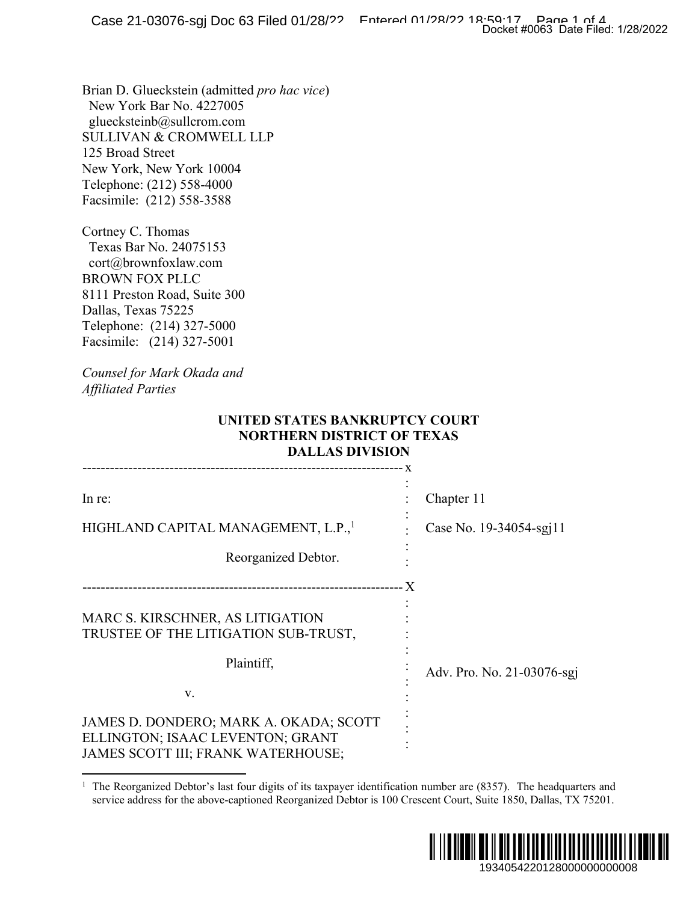Brian D. Glueckstein (admitted *pro hac vice*)
New York Bar No. 4227005
gluecksteinb@sullcrom.com
SULLIVAN & CROMWELL LLP
125 Broad Street
New York, New York 10004
Telephone: (212) 558-4000
Facsimile: (212) 558-3588

Cortney C. Thomas
Texas Bar No. 24075153
cort@brownfoxlaw.com
BROWN FOX PLLC
8111 Preston Road, Suite 300
Dallas, Texas 75225
Telephone: (214) 327-5000
Facsimile: (214) 327-5001

*Counsel for Mark Okada and Affiliated Parties*

**UNITED STATES BANKRUPTCY COURT**
**NORTHERN DISTRICT OF TEXAS**
**DALLAS DIVISION**

| | |
|---|---|
| In re: | Chapter 11 |
| HIGHLAND CAPITAL MANAGEMENT, L.P.,[1] | Case No. 19-34054-sgj11 |
| Reorganized Debtor. | |

| | |
|---|---|
| MARC S. KIRSCHNER, AS LITIGATION TRUSTEE OF THE LITIGATION SUB-TRUST, | |
| Plaintiff, | Adv. Pro. No. 21-03076-sgj |
| v. | |
| JAMES D. DONDERO; MARK A. OKADA; SCOTT ELLINGTON; ISAAC LEVENTON; GRANT JAMES SCOTT III; FRANK WATERHOUSE; | |

[1] The Reorganized Debtor's last four digits of its taxpayer identification number are (8357). The headquarters and service address for the above-captioned Reorganized Debtor is 100 Crescent Court, Suite 1850, Dallas, TX 75201.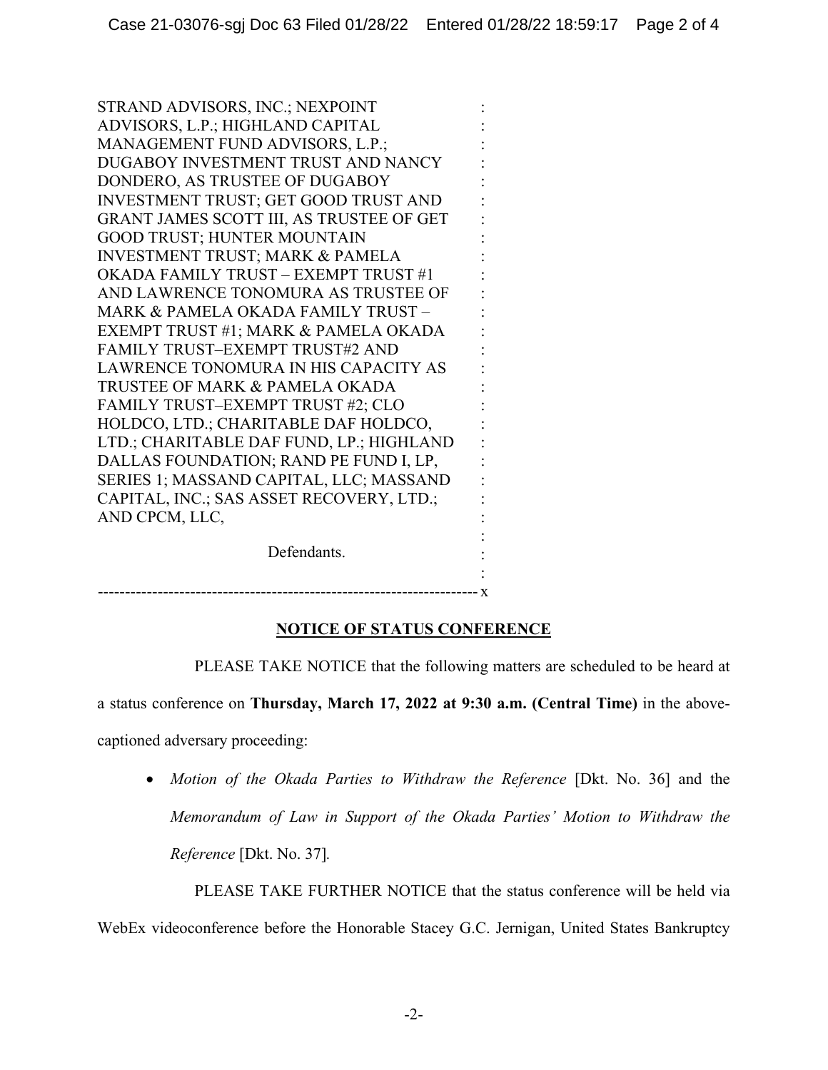STRAND ADVISORS, INC.; NEXPOINT ADVISORS, L.P.; HIGHLAND CAPITAL MANAGEMENT FUND ADVISORS, L.P.; DUGABOY INVESTMENT TRUST AND NANCY DONDERO, AS TRUSTEE OF DUGABOY INVESTMENT TRUST; GET GOOD TRUST AND GRANT JAMES SCOTT III, AS TRUSTEE OF GET GOOD TRUST; HUNTER MOUNTAIN INVESTMENT TRUST; MARK & PAMELA OKADA FAMILY TRUST – EXEMPT TRUST #1 AND LAWRENCE TONOMURA AS TRUSTEE OF MARK & PAMELA OKADA FAMILY TRUST – EXEMPT TRUST #1; MARK & PAMELA OKADA FAMILY TRUST–EXEMPT TRUST#2 AND LAWRENCE TONOMURA IN HIS CAPACITY AS TRUSTEE OF MARK & PAMELA OKADA FAMILY TRUST–EXEMPT TRUST #2; CLO HOLDCO, LTD.; CHARITABLE DAF HOLDCO, LTD.; CHARITABLE DAF FUND, LP.; HIGHLAND DALLAS FOUNDATION; RAND PE FUND I, LP, SERIES 1; MASSAND CAPITAL, LLC; MASSAND CAPITAL, INC.; SAS ASSET RECOVERY, LTD.; AND CPCM, LLC,

Defendants.

---

## NOTICE OF STATUS CONFERENCE

PLEASE TAKE NOTICE that the following matters are scheduled to be heard at a status conference on **Thursday, March 17, 2022 at 9:30 a.m. (Central Time)** in the above-captioned adversary proceeding:

- *Motion of the Okada Parties to Withdraw the Reference* [Dkt. No. 36] and the *Memorandum of Law in Support of the Okada Parties' Motion to Withdraw the Reference* [Dkt. No. 37].

PLEASE TAKE FURTHER NOTICE that the status conference will be held via WebEx videoconference before the Honorable Stacey G.C. Jernigan, United States Bankruptcy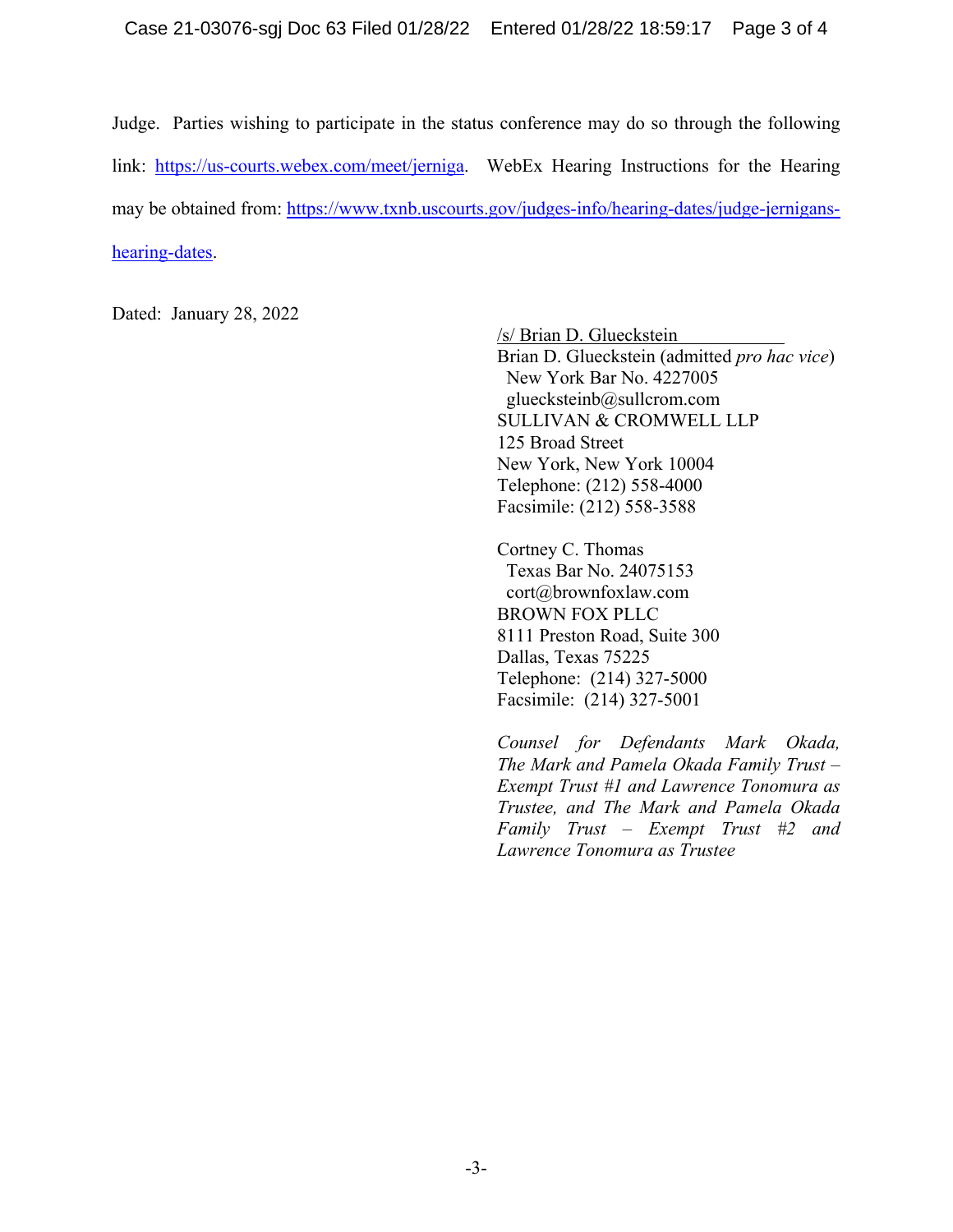Judge. Parties wishing to participate in the status conference may do so through the following link: https://us-courts.webex.com/meet/jerniga. WebEx Hearing Instructions for the Hearing may be obtained from: https://www.txnb.uscourts.gov/judges-info/hearing-dates/judge-jernigans-hearing-dates.

Dated: January 28, 2022

/s/ Brian D. Glueckstein
Brian D. Glueckstein (admitted *pro hac vice*)
New York Bar No. 4227005
gluecksteinb@sullcrom.com
SULLIVAN & CROMWELL LLP
125 Broad Street
New York, New York 10004
Telephone: (212) 558-4000
Facsimile: (212) 558-3588

Cortney C. Thomas
Texas Bar No. 24075153
cort@brownfoxlaw.com
BROWN FOX PLLC
8111 Preston Road, Suite 300
Dallas, Texas 75225
Telephone: (214) 327-5000
Facsimile: (214) 327-5001

*Counsel for Defendants Mark Okada, The Mark and Pamela Okada Family Trust – Exempt Trust #1 and Lawrence Tonomura as Trustee, and The Mark and Pamela Okada Family Trust – Exempt Trust #2 and Lawrence Tonomura as Trustee*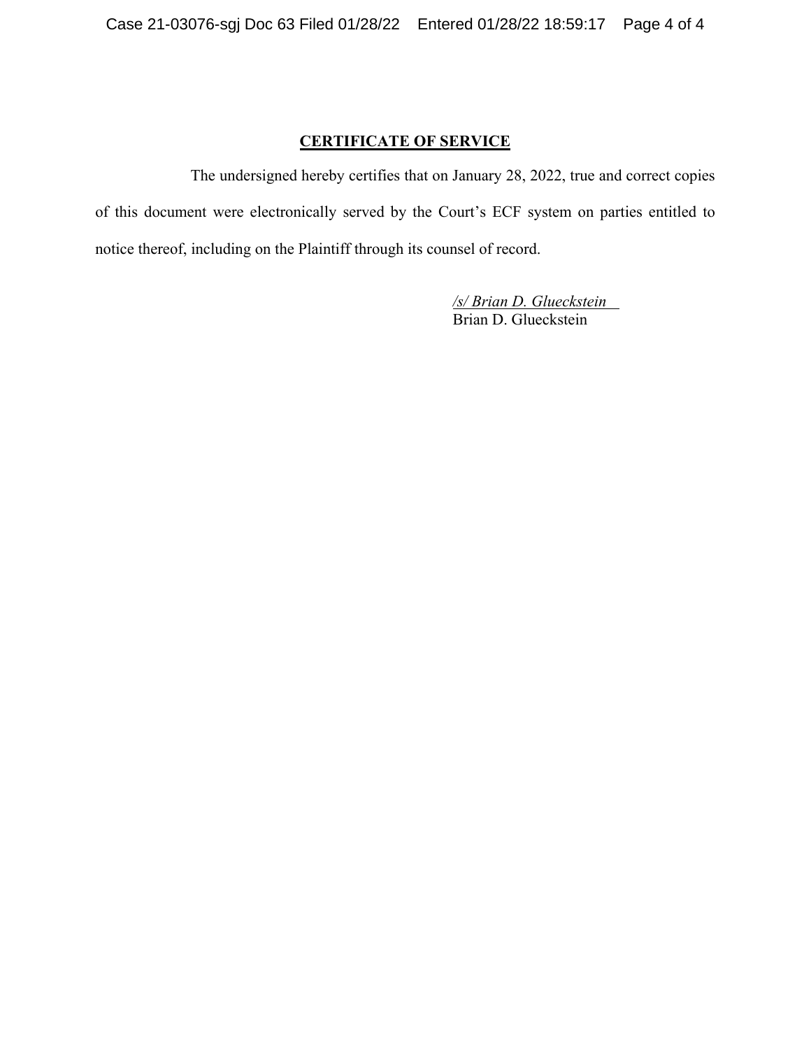## CERTIFICATE OF SERVICE

The undersigned hereby certifies that on January 28, 2022, true and correct copies of this document were electronically served by the Court's ECF system on parties entitled to notice thereof, including on the Plaintiff through its counsel of record.

*/s/ Brian D. Glueckstein*
Brian D. Glueckstein